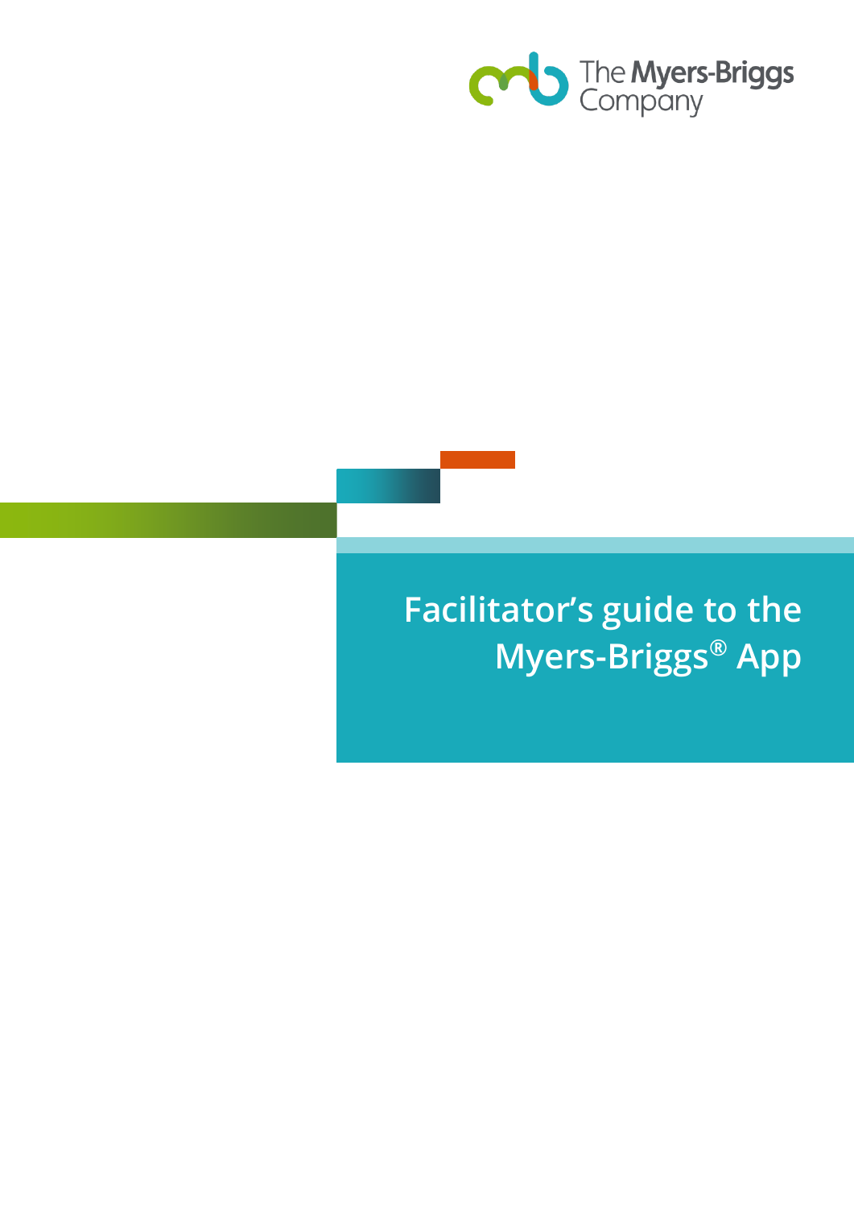The Myers-Briggs Company

# Facilitator's guide to the Myers-Briggs® App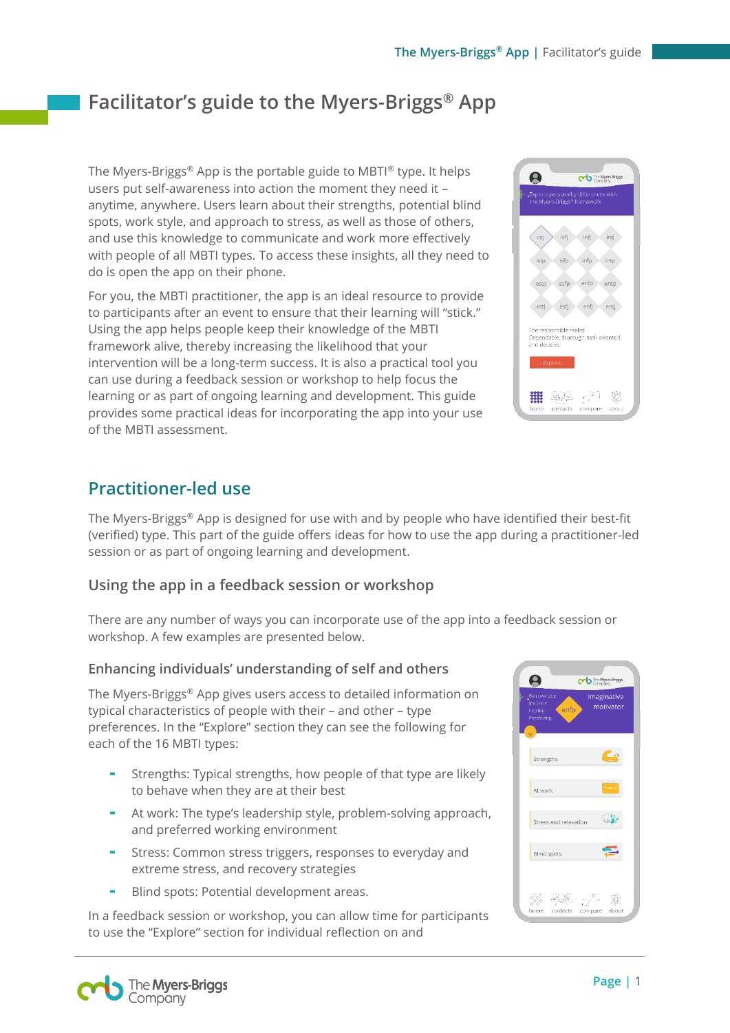# Facilitator's guide to the Myers-Briggs® App

The Myers-Briggs® App is the portable guide to MBTI® type. It helps users put self-awareness into action the moment they need it – anytime, anywhere. Users learn about their strengths, potential blind spots, work style, and approach to stress, as well as those of others, and use this knowledge to communicate and work more effectively with people of all MBTI types. To access these insights, all they need to do is open the app on their phone.

For you, the MBTI practitioner, the app is an ideal resource to provide to participants after an event to ensure that their learning will "stick." Using the app helps people keep their knowledge of the MBTI framework alive, thereby increasing the likelihood that your intervention will be a long-term success. It is also a practical tool you can use during a feedback session or workshop to help focus the learning or as part of ongoing learning and development. This guide provides some practical ideas for incorporating the app into your use of the MBTI assessment.

## Practitioner-led use

The Myers-Briggs® App is designed for use with and by people who have identified their best-fit (verified) type. This part of the guide offers ideas for how to use the app during a practitioner-led session or as part of ongoing learning and development.

### Using the app in a feedback session or workshop

There are any number of ways you can incorporate use of the app into a feedback session or workshop. A few examples are presented below.

#### Enhancing individuals' understanding of self and others

The Myers-Briggs® App gives users access to detailed information on typical characteristics of people with their – and other – type preferences. In the "Explore" section they can see the following for each of the 16 MBTI types:

- Strengths: Typical strengths, how people of that type are likely to behave when they are at their best
- At work: The type's leadership style, problem-solving approach, and preferred working environment
- Stress: Common stress triggers, responses to everyday and extreme stress, and recovery strategies
- Blind spots: Potential development areas.

In a feedback session or workshop, you can allow time for participants to use the "Explore" section for individual reflection on and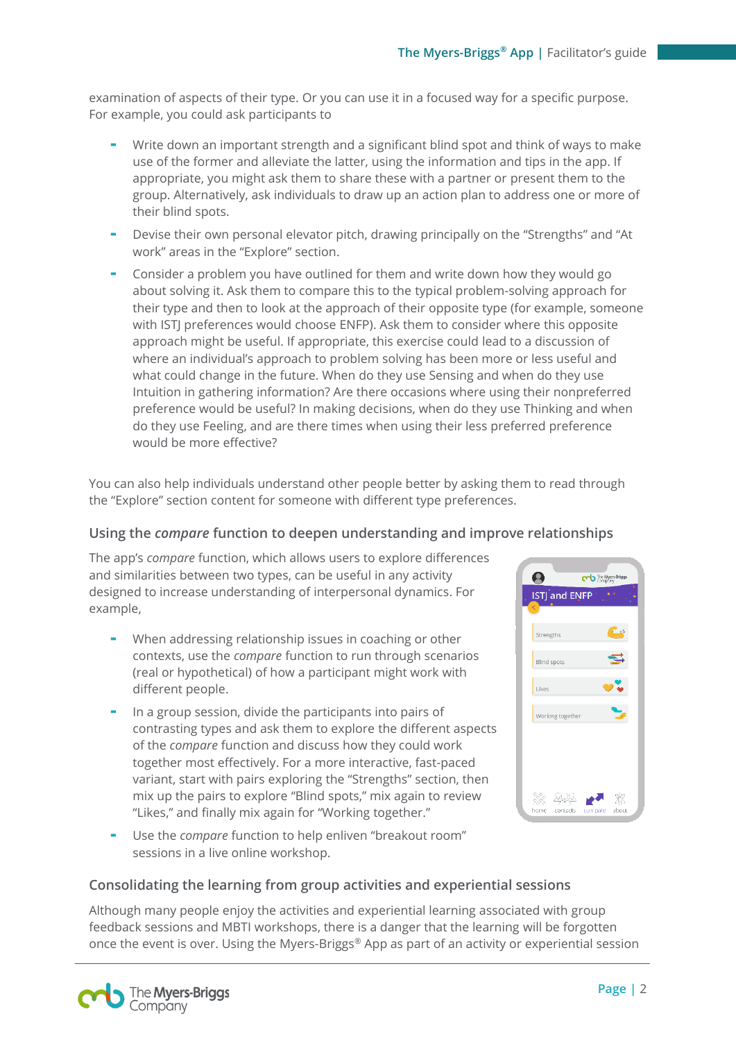examination of aspects of their type. Or you can use it in a focused way for a specific purpose. For example, you could ask participants to

- Write down an important strength and a significant blind spot and think of ways to make use of the former and alleviate the latter, using the information and tips in the app. If appropriate, you might ask them to share these with a partner or present them to the group. Alternatively, ask individuals to draw up an action plan to address one or more of their blind spots.
- Devise their own personal elevator pitch, drawing principally on the "Strengths" and "At work" areas in the "Explore" section.
- Consider a problem you have outlined for them and write down how they would go about solving it. Ask them to compare this to the typical problem-solving approach for their type and then to look at the approach of their opposite type (for example, someone with ISTJ preferences would choose ENFP). Ask them to consider where this opposite approach might be useful. If appropriate, this exercise could lead to a discussion of where an individual's approach to problem solving has been more or less useful and what could change in the future. When do they use Sensing and when do they use Intuition in gathering information? Are there occasions where using their nonpreferred preference would be useful? In making decisions, when do they use Thinking and when do they use Feeling, and are there times when using their less preferred preference would be more effective?

You can also help individuals understand other people better by asking them to read through the "Explore" section content for someone with different type preferences.

### Using the *compare* function to deepen understanding and improve relationships

The app's *compare* function, which allows users to explore differences and similarities between two types, can be useful in any activity designed to increase understanding of interpersonal dynamics. For example,

- When addressing relationship issues in coaching or other contexts, use the *compare* function to run through scenarios (real or hypothetical) of how a participant might work with different people.
- In a group session, divide the participants into pairs of contrasting types and ask them to explore the different aspects of the *compare* function and discuss how they could work together most effectively. For a more interactive, fast-paced variant, start with pairs exploring the "Strengths" section, then mix up the pairs to explore "Blind spots," mix again to review "Likes," and finally mix again for "Working together."
- Use the *compare* function to help enliven "breakout room" sessions in a live online workshop.

### Consolidating the learning from group activities and experiential sessions

Although many people enjoy the activities and experiential learning associated with group feedback sessions and MBTI workshops, there is a danger that the learning will be forgotten once the event is over. Using the Myers-Briggs® App as part of an activity or experiential session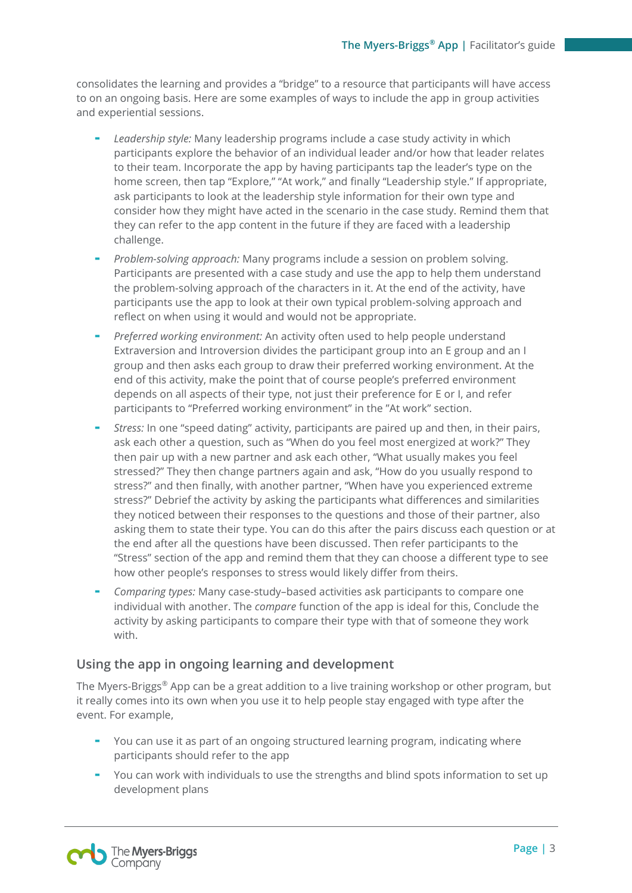consolidates the learning and provides a "bridge" to a resource that participants will have access to on an ongoing basis. Here are some examples of ways to include the app in group activities and experiential sessions.

- *Leadership style:* Many leadership programs include a case study activity in which participants explore the behavior of an individual leader and/or how that leader relates to their team. Incorporate the app by having participants tap the leader's type on the home screen, then tap "Explore," "At work," and finally "Leadership style." If appropriate, ask participants to look at the leadership style information for their own type and consider how they might have acted in the scenario in the case study. Remind them that they can refer to the app content in the future if they are faced with a leadership challenge.
- *Problem-solving approach:* Many programs include a session on problem solving. Participants are presented with a case study and use the app to help them understand the problem-solving approach of the characters in it. At the end of the activity, have participants use the app to look at their own typical problem-solving approach and reflect on when using it would and would not be appropriate.
- *Preferred working environment:* An activity often used to help people understand Extraversion and Introversion divides the participant group into an E group and an I group and then asks each group to draw their preferred working environment. At the end of this activity, make the point that of course people's preferred environment depends on all aspects of their type, not just their preference for E or I, and refer participants to "Preferred working environment" in the "At work" section.
- *Stress:* In one "speed dating" activity, participants are paired up and then, in their pairs, ask each other a question, such as "When do you feel most energized at work?" They then pair up with a new partner and ask each other, "What usually makes you feel stressed?" They then change partners again and ask, "How do you usually respond to stress?" and then finally, with another partner, "When have you experienced extreme stress?" Debrief the activity by asking the participants what differences and similarities they noticed between their responses to the questions and those of their partner, also asking them to state their type. You can do this after the pairs discuss each question or at the end after all the questions have been discussed. Then refer participants to the "Stress" section of the app and remind them that they can choose a different type to see how other people's responses to stress would likely differ from theirs.
- *Comparing types:* Many case-study–based activities ask participants to compare one individual with another. The *compare* function of the app is ideal for this, Conclude the activity by asking participants to compare their type with that of someone they work with.

## Using the app in ongoing learning and development

The Myers-Briggs® App can be a great addition to a live training workshop or other program, but it really comes into its own when you use it to help people stay engaged with type after the event. For example,

- You can use it as part of an ongoing structured learning program, indicating where participants should refer to the app
- You can work with individuals to use the strengths and blind spots information to set up development plans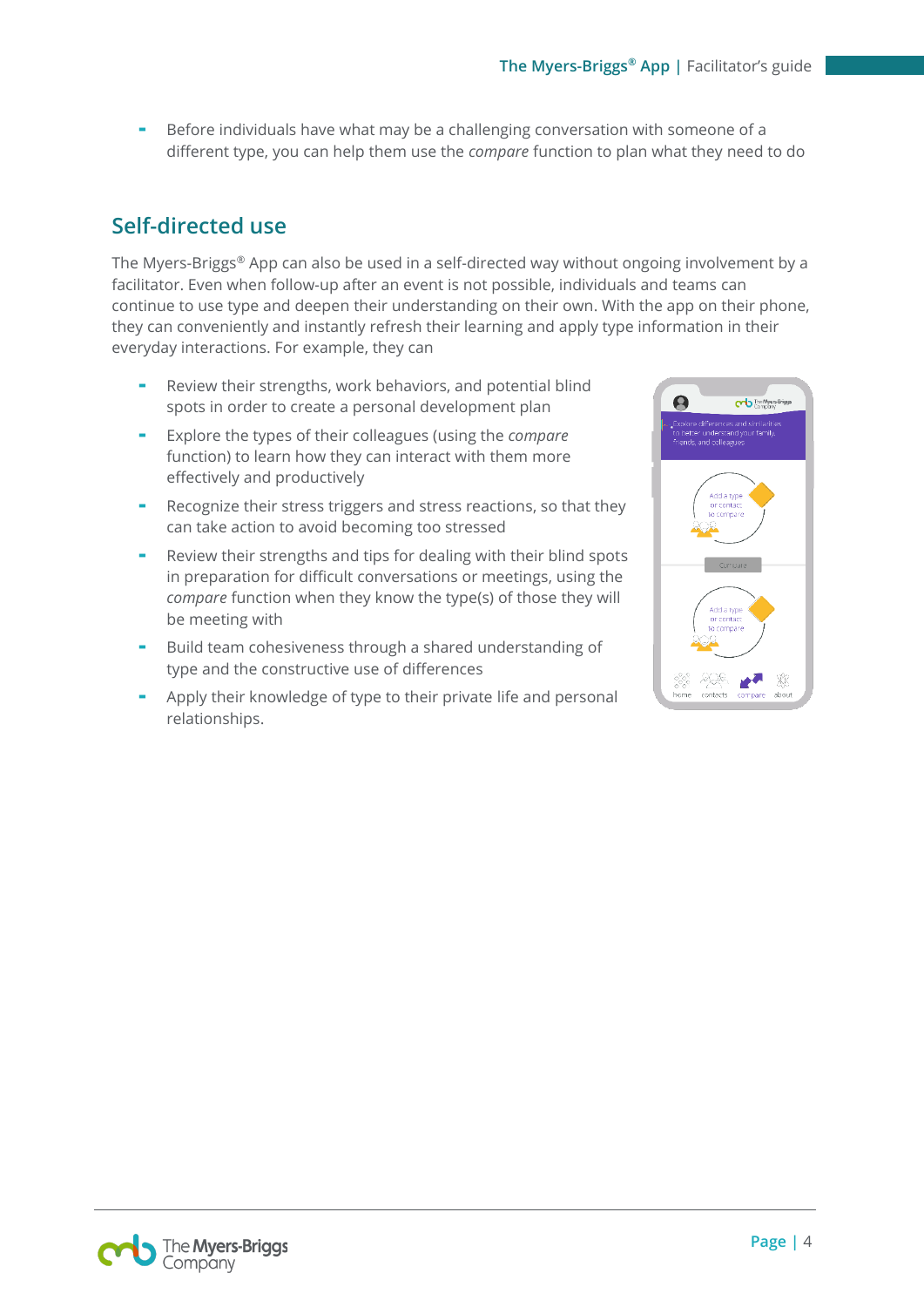- Before individuals have what may be a challenging conversation with someone of a different type, you can help them use the *compare* function to plan what they need to do

## Self-directed use

The Myers-Briggs® App can also be used in a self-directed way without ongoing involvement by a facilitator. Even when follow-up after an event is not possible, individuals and teams can continue to use type and deepen their understanding on their own. With the app on their phone, they can conveniently and instantly refresh their learning and apply type information in their everyday interactions. For example, they can

- Review their strengths, work behaviors, and potential blind spots in order to create a personal development plan
- Explore the types of their colleagues (using the *compare* function) to learn how they can interact with them more effectively and productively
- Recognize their stress triggers and stress reactions, so that they can take action to avoid becoming too stressed
- Review their strengths and tips for dealing with their blind spots in preparation for difficult conversations or meetings, using the *compare* function when they know the type(s) of those they will be meeting with
- Build team cohesiveness through a shared understanding of type and the constructive use of differences
- Apply their knowledge of type to their private life and personal relationships.